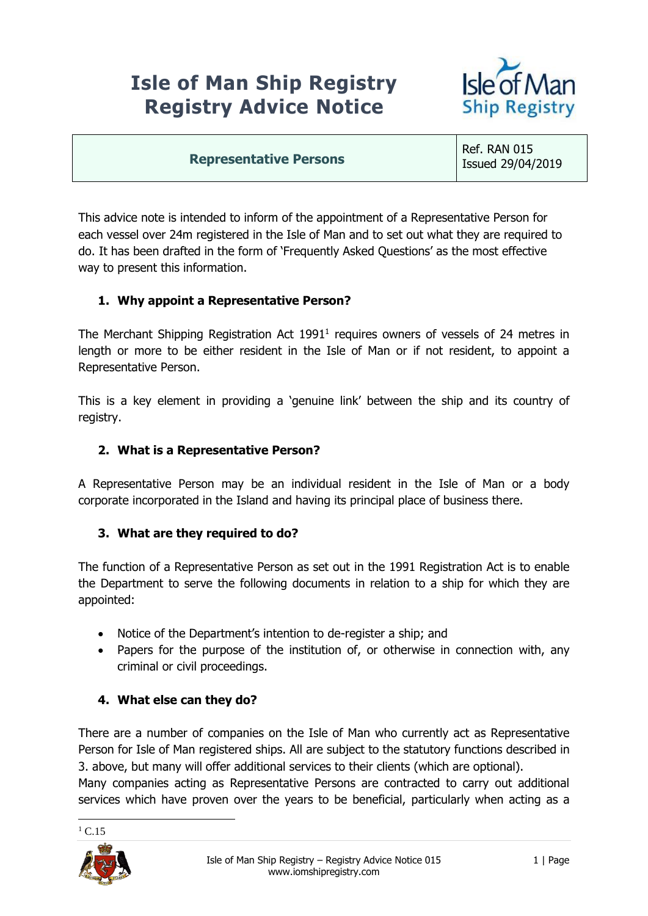# Isle of Man Ship Registry
# Registry Advice Notice

| Representative Persons | Ref. RAN 015<br>Issued 29/04/2019 |
| --- | --- |

This advice note is intended to inform of the appointment of a Representative Person for each vessel over 24m registered in the Isle of Man and to set out what they are required to do. It has been drafted in the form of 'Frequently Asked Questions' as the most effective way to present this information.

## 1. Why appoint a Representative Person?

The Merchant Shipping Registration Act 1991[1] requires owners of vessels of 24 metres in length or more to be either resident in the Isle of Man or if not resident, to appoint a Representative Person.

This is a key element in providing a 'genuine link' between the ship and its country of registry.

## 2. What is a Representative Person?

A Representative Person may be an individual resident in the Isle of Man or a body corporate incorporated in the Island and having its principal place of business there.

## 3. What are they required to do?

The function of a Representative Person as set out in the 1991 Registration Act is to enable the Department to serve the following documents in relation to a ship for which they are appointed:

- Notice of the Department's intention to de-register a ship; and
- Papers for the purpose of the institution of, or otherwise in connection with, any criminal or civil proceedings.

## 4. What else can they do?

There are a number of companies on the Isle of Man who currently act as Representative Person for Isle of Man registered ships. All are subject to the statutory functions described in 3. above, but many will offer additional services to their clients (which are optional).
Many companies acting as Representative Persons are contracted to carry out additional services which have proven over the years to be beneficial, particularly when acting as a

[1] C.15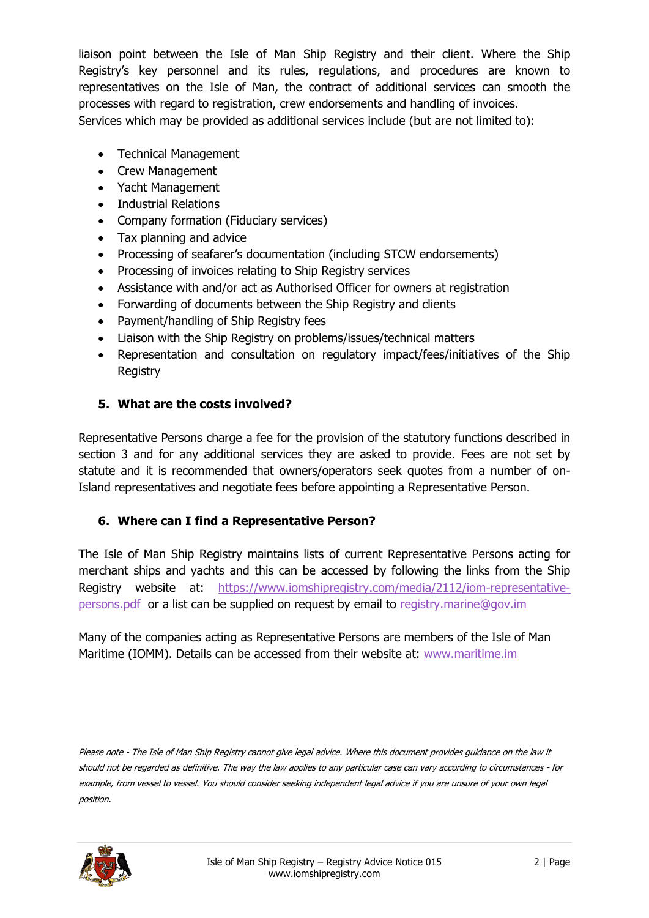liaison point between the Isle of Man Ship Registry and their client. Where the Ship Registry's key personnel and its rules, regulations, and procedures are known to representatives on the Isle of Man, the contract of additional services can smooth the processes with regard to registration, crew endorsements and handling of invoices.
Services which may be provided as additional services include (but are not limited to):

- Technical Management
- Crew Management
- Yacht Management
- Industrial Relations
- Company formation (Fiduciary services)
- Tax planning and advice
- Processing of seafarer's documentation (including STCW endorsements)
- Processing of invoices relating to Ship Registry services
- Assistance with and/or act as Authorised Officer for owners at registration
- Forwarding of documents between the Ship Registry and clients
- Payment/handling of Ship Registry fees
- Liaison with the Ship Registry on problems/issues/technical matters
- Representation and consultation on regulatory impact/fees/initiatives of the Ship Registry

## 5. What are the costs involved?

Representative Persons charge a fee for the provision of the statutory functions described in section 3 and for any additional services they are asked to provide. Fees are not set by statute and it is recommended that owners/operators seek quotes from a number of on-Island representatives and negotiate fees before appointing a Representative Person.

## 6. Where can I find a Representative Person?

The Isle of Man Ship Registry maintains lists of current Representative Persons acting for merchant ships and yachts and this can be accessed by following the links from the Ship Registry website at: https://www.iomshipregistry.com/media/2112/iom-representative-persons.pdf or a list can be supplied on request by email to registry.marine@gov.im

Many of the companies acting as Representative Persons are members of the Isle of Man Maritime (IOMM). Details can be accessed from their website at: www.maritime.im

*Please note - The Isle of Man Ship Registry cannot give legal advice. Where this document provides guidance on the law it should not be regarded as definitive. The way the law applies to any particular case can vary according to circumstances - for example, from vessel to vessel. You should consider seeking independent legal advice if you are unsure of your own legal position.*